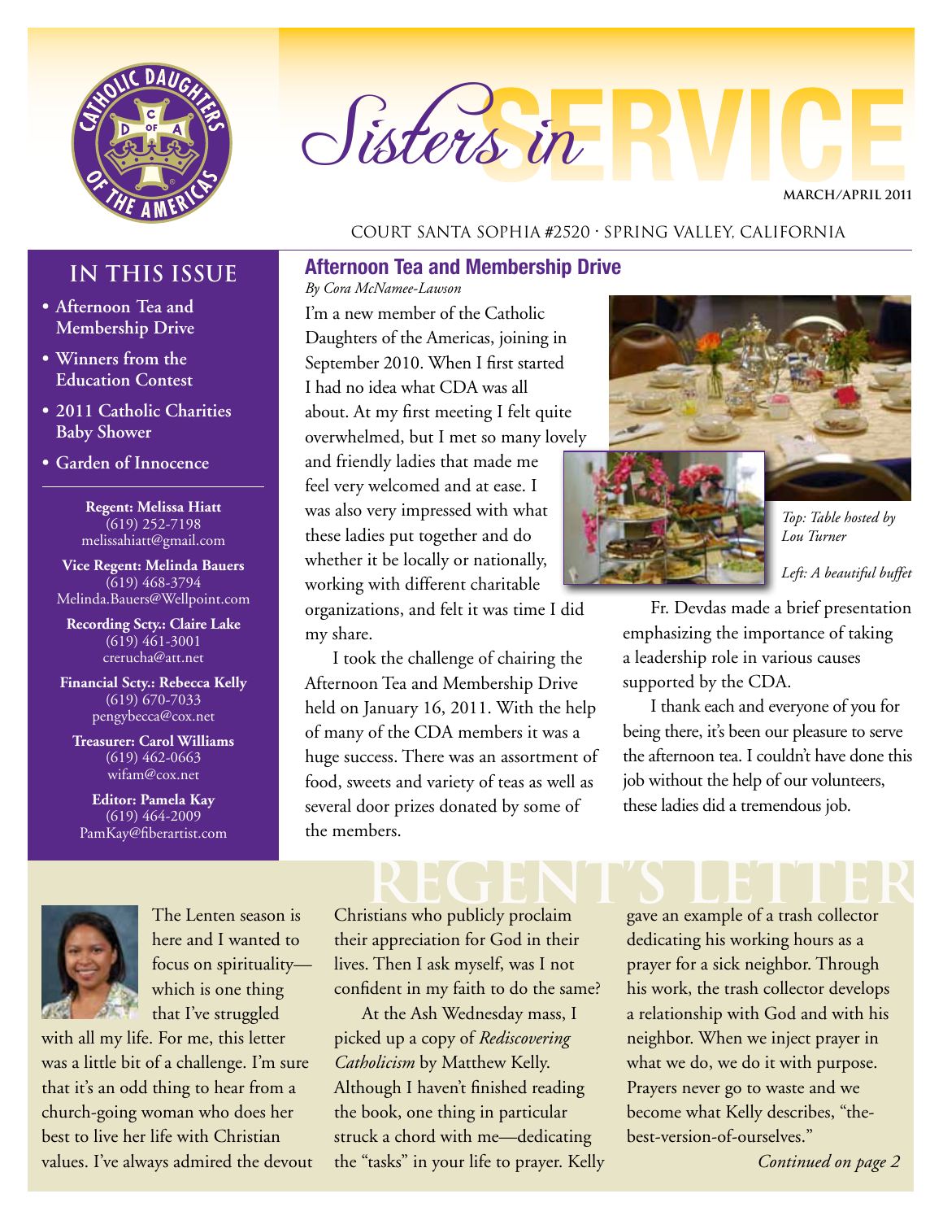# Sisters in SERVICE

MARCH/APRIL 2011

COURT SANTA SOPHIA #2520 · SPRING VALLEY, CALIFORNIA

## IN THIS ISSUE

- **Afternoon Tea and Membership Drive**
- **Winners from the Education Contest**
- **2011 Catholic Charities Baby Shower**
- **Garden of Innocence**

**Regent: Melissa Hiatt**
(619) 252-7198
melissahiatt@gmail.com

**Vice Regent: Melinda Bauers**
(619) 468-3794
Melinda.Bauers@Wellpoint.com

**Recording Scty.: Claire Lake**
(619) 461-3001
crerucha@att.net

**Financial Scty.: Rebecca Kelly**
(619) 670-7033
pengybecca@cox.net

**Treasurer: Carol Williams**
(619) 462-0663
wifam@cox.net

**Editor: Pamela Kay**
(619) 464-2009
PamKay@fiberartist.com

## Afternoon Tea and Membership Drive

*By Cora McNamee-Lawson*

I'm a new member of the Catholic Daughters of the Americas, joining in September 2010. When I first started I had no idea what CDA was all about. At my first meeting I felt quite overwhelmed, but I met so many lovely and friendly ladies that made me feel very welcomed and at ease. I was also very impressed with what these ladies put together and do whether it be locally or nationally, working with different charitable organizations, and felt it was time I did my share.

I took the challenge of chairing the Afternoon Tea and Membership Drive held on January 16, 2011. With the help of many of the CDA members it was a huge success. There was an assortment of food, sweets and variety of teas as well as several door prizes donated by some of the members.

*Top: Table hosted by Lou Turner*

*Left: A beautiful buffet*

Fr. Devdas made a brief presentation emphasizing the importance of taking a leadership role in various causes supported by the CDA.

I thank each and everyone of you for being there, it's been our pleasure to serve the afternoon tea. I couldn't have done this job without the help of our volunteers, these ladies did a tremendous job.

## REGENT'S LETTER

The Lenten season is here and I wanted to focus on spirituality—which is one thing that I've struggled with all my life. For me, this letter was a little bit of a challenge. I'm sure that it's an odd thing to hear from a church-going woman who does her best to live her life with Christian values. I've always admired the devout Christians who publicly proclaim their appreciation for God in their lives. Then I ask myself, was I not confident in my faith to do the same?

At the Ash Wednesday mass, I picked up a copy of *Rediscovering Catholicism* by Matthew Kelly. Although I haven't finished reading the book, one thing in particular struck a chord with me—dedicating the "tasks" in your life to prayer. Kelly gave an example of a trash collector dedicating his working hours as a prayer for a sick neighbor. Through his work, the trash collector develops a relationship with God and with his neighbor. When we inject prayer in what we do, we do it with purpose. Prayers never go to waste and we become what Kelly describes, "the-best-version-of-ourselves."

*Continued on page 2*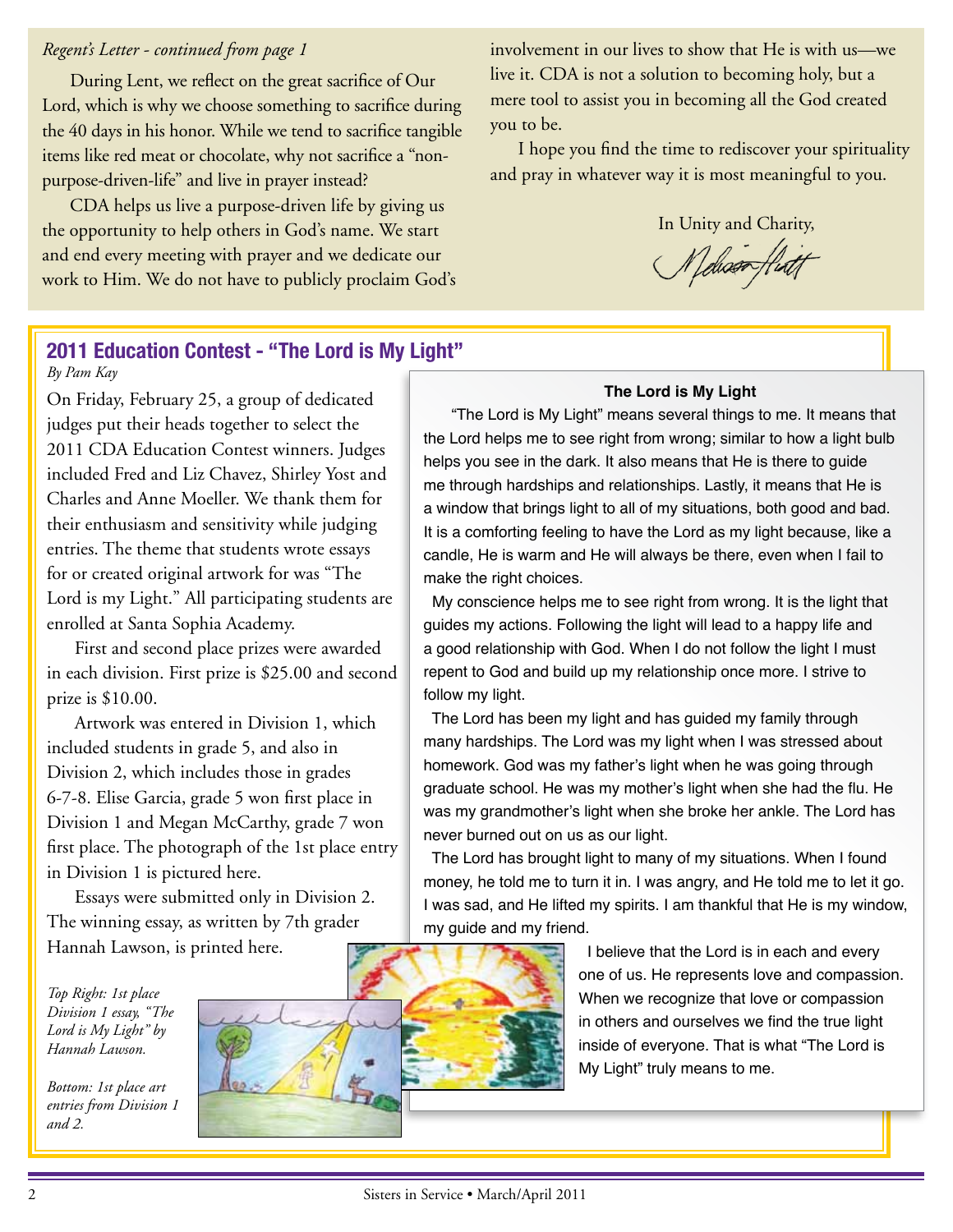*Regent's Letter - continued from page 1*

During Lent, we reflect on the great sacrifice of Our Lord, which is why we choose something to sacrifice during the 40 days in his honor. While we tend to sacrifice tangible items like red meat or chocolate, why not sacrifice a "non-purpose-driven-life" and live in prayer instead?

CDA helps us live a purpose-driven life by giving us the opportunity to help others in God's name. We start and end every meeting with prayer and we dedicate our work to Him. We do not have to publicly proclaim God's involvement in our lives to show that He is with us—we live it. CDA is not a solution to becoming holy, but a mere tool to assist you in becoming all the God created you to be.

I hope you find the time to rediscover your spirituality and pray in whatever way it is most meaningful to you.

In Unity and Charity,

Melissa Hiatt

## 2011 Education Contest - "The Lord is My Light"

*By Pam Kay*

On Friday, February 25, a group of dedicated judges put their heads together to select the 2011 CDA Education Contest winners. Judges included Fred and Liz Chavez, Shirley Yost and Charles and Anne Moeller. We thank them for their enthusiasm and sensitivity while judging entries. The theme that students wrote essays for or created original artwork for was "The Lord is my Light." All participating students are enrolled at Santa Sophia Academy.

First and second place prizes were awarded in each division. First prize is $25.00 and second prize is $10.00.

Artwork was entered in Division 1, which included students in grade 5, and also in Division 2, which includes those in grades 6-7-8. Elise Garcia, grade 5 won first place in Division 1 and Megan McCarthy, grade 7 won first place. The photograph of the 1st place entry in Division 1 is pictured here.

Essays were submitted only in Division 2. The winning essay, as written by 7th grader Hannah Lawson, is printed here.

*Top Right: 1st place Division 1 essay, "The Lord is My Light" by Hannah Lawson.*

*Bottom: 1st place art entries from Division 1 and 2.*

### The Lord is My Light

"The Lord is My Light" means several things to me. It means that the Lord helps me to see right from wrong; similar to how a light bulb helps you see in the dark. It also means that He is there to guide me through hardships and relationships. Lastly, it means that He is a window that brings light to all of my situations, both good and bad. It is a comforting feeling to have the Lord as my light because, like a candle, He is warm and He will always be there, even when I fail to make the right choices.

My conscience helps me to see right from wrong. It is the light that guides my actions. Following the light will lead to a happy life and a good relationship with God. When I do not follow the light I must repent to God and build up my relationship once more. I strive to follow my light.

The Lord has been my light and has guided my family through many hardships. The Lord was my light when I was stressed about homework. God was my father's light when he was going through graduate school. He was my mother's light when she had the flu. He was my grandmother's light when she broke her ankle. The Lord has never burned out on us as our light.

The Lord has brought light to many of my situations. When I found money, he told me to turn it in. I was angry, and He told me to let it go. I was sad, and He lifted my spirits. I am thankful that He is my window, my guide and my friend.

I believe that the Lord is in each and every one of us. He represents love and compassion. When we recognize that love or compassion in others and ourselves we find the true light inside of everyone. That is what "The Lord is My Light" truly means to me.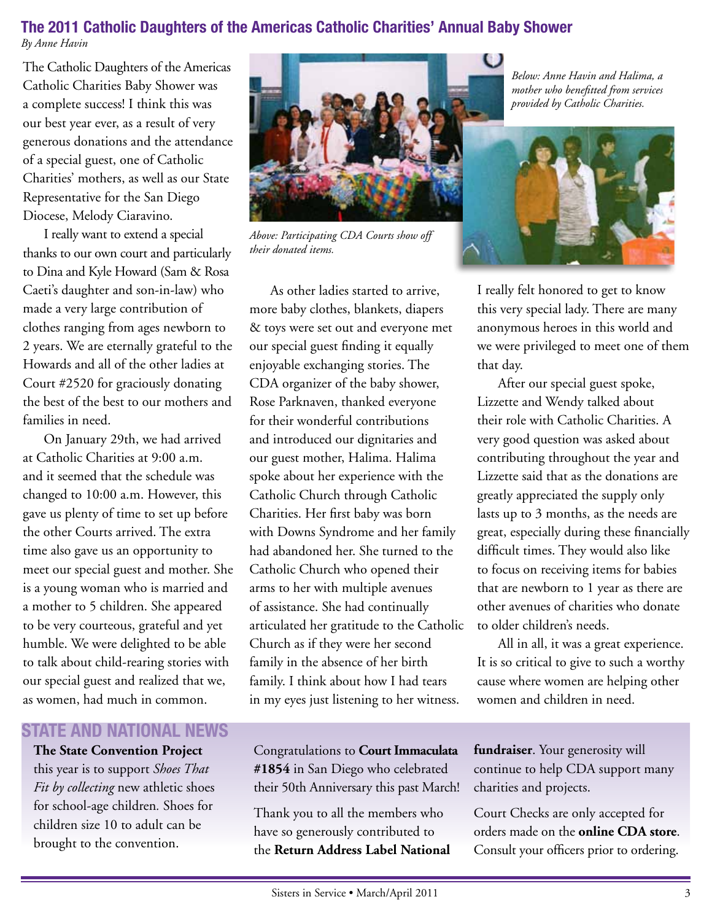## The 2011 Catholic Daughters of the Americas Catholic Charities' Annual Baby Shower

*By Anne Havin*

The Catholic Daughters of the Americas Catholic Charities Baby Shower was a complete success! I think this was our best year ever, as a result of very generous donations and the attendance of a special guest, one of Catholic Charities' mothers, as well as our State Representative for the San Diego Diocese, Melody Ciaravino.

I really want to extend a special thanks to our own court and particularly to Dina and Kyle Howard (Sam & Rosa Caeti's daughter and son-in-law) who made a very large contribution of clothes ranging from ages newborn to 2 years. We are eternally grateful to the Howards and all of the other ladies at Court #2520 for graciously donating the best of the best to our mothers and families in need.

On January 29th, we had arrived at Catholic Charities at 9:00 a.m. and it seemed that the schedule was changed to 10:00 a.m. However, this gave us plenty of time to set up before the other Courts arrived. The extra time also gave us an opportunity to meet our special guest and mother. She is a young woman who is married and a mother to 5 children. She appeared to be very courteous, grateful and yet humble. We were delighted to be able to talk about child-rearing stories with our special guest and realized that we, as women, had much in common.

*Above: Participating CDA Courts show off their donated items.*

*Below: Anne Havin and Halima, a mother who benefitted from services provided by Catholic Charities.*

As other ladies started to arrive, more baby clothes, blankets, diapers & toys were set out and everyone met our special guest finding it equally enjoyable exchanging stories. The CDA organizer of the baby shower, Rose Parknaven, thanked everyone for their wonderful contributions and introduced our dignitaries and our guest mother, Halima. Halima spoke about her experience with the Catholic Church through Catholic Charities. Her first baby was born with Downs Syndrome and her family had abandoned her. She turned to the Catholic Church who opened their arms to her with multiple avenues of assistance. She had continually articulated her gratitude to the Catholic Church as if they were her second family in the absence of her birth family. I think about how I had tears in my eyes just listening to her witness. I really felt honored to get to know this very special lady. There are many anonymous heroes in this world and we were privileged to meet one of them that day.

After our special guest spoke, Lizzette and Wendy talked about their role with Catholic Charities. A very good question was asked about contributing throughout the year and Lizzette said that as the donations are greatly appreciated the supply only lasts up to 3 months, as the needs are great, especially during these financially difficult times. They would also like to focus on receiving items for babies that are newborn to 1 year as there are other avenues of charities who donate to older children's needs.

All in all, it was a great experience. It is so critical to give to such a worthy cause where women are helping other women and children in need.

## STATE AND NATIONAL NEWS

**The State Convention Project** this year is to support *Shoes That Fit by collecting* new athletic shoes for school-age children. Shoes for children size 10 to adult can be brought to the convention.

Congratulations to **Court Immaculata #1854** in San Diego who celebrated their 50th Anniversary this past March!

Thank you to all the members who have so generously contributed to the **Return Address Label National fundraiser**. Your generosity will continue to help CDA support many charities and projects.

Court Checks are only accepted for orders made on the **online CDA store**. Consult your officers prior to ordering.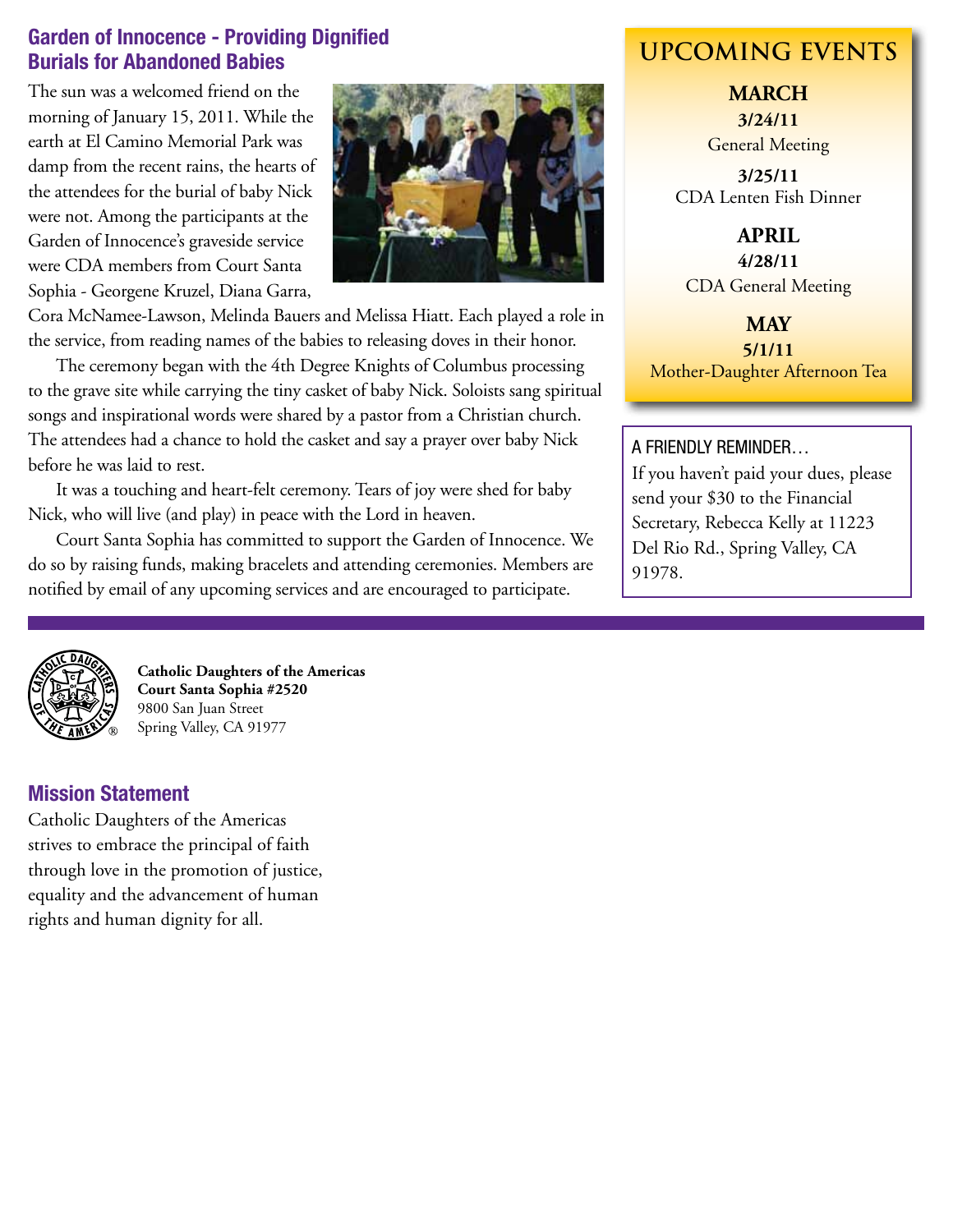## Garden of Innocence - Providing Dignified Burials for Abandoned Babies

The sun was a welcomed friend on the morning of January 15, 2011. While the earth at El Camino Memorial Park was damp from the recent rains, the hearts of the attendees for the burial of baby Nick were not. Among the participants at the Garden of Innocence's graveside service were CDA members from Court Santa Sophia - Georgene Kruzel, Diana Garra, Cora McNamee-Lawson, Melinda Bauers and Melissa Hiatt. Each played a role in the service, from reading names of the babies to releasing doves in their honor.

The ceremony began with the 4th Degree Knights of Columbus processing to the grave site while carrying the tiny casket of baby Nick. Soloists sang spiritual songs and inspirational words were shared by a pastor from a Christian church. The attendees had a chance to hold the casket and say a prayer over baby Nick before he was laid to rest.

It was a touching and heart-felt ceremony. Tears of joy were shed for baby Nick, who will live (and play) in peace with the Lord in heaven.

Court Santa Sophia has committed to support the Garden of Innocence. We do so by raising funds, making bracelets and attending ceremonies. Members are notified by email of any upcoming services and are encouraged to participate.

## UPCOMING EVENTS

**MARCH**

**3/24/11**
General Meeting

**3/25/11**
CDA Lenten Fish Dinner

**APRIL**

**4/28/11**
CDA General Meeting

**MAY**

**5/1/11**
Mother-Daughter Afternoon Tea

### A FRIENDLY REMINDER…

If you haven't paid your dues, please send your $30 to the Financial Secretary, Rebecca Kelly at 11223 Del Rio Rd., Spring Valley, CA 91978.

**Catholic Daughters of the Americas**
**Court Santa Sophia #2520**
9800 San Juan Street
Spring Valley, CA 91977

## Mission Statement

Catholic Daughters of the Americas strives to embrace the principal of faith through love in the promotion of justice, equality and the advancement of human rights and human dignity for all.